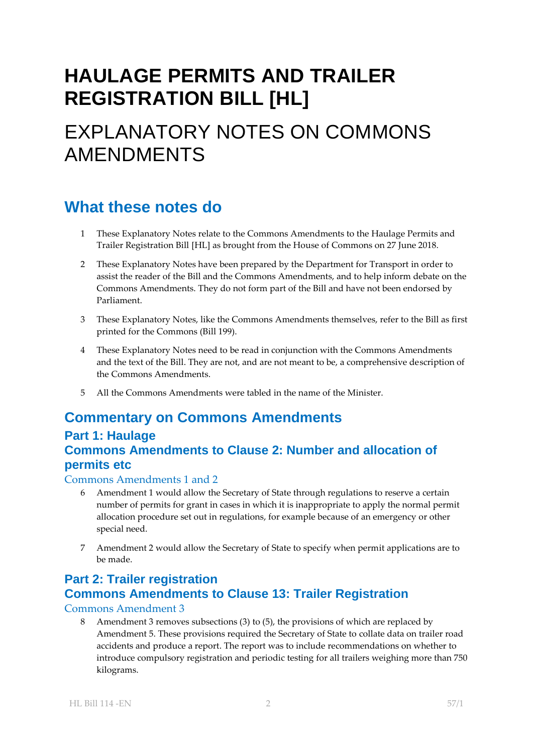# HAULAGE PERMITS AND TRAILER REGISTRATION BILL [HL]

# EXPLANATORY NOTES ON COMMONS AMENDMENTS

## What these notes do

1 These Explanatory Notes relate to the Commons Amendments to the Haulage Permits and Trailer Registration Bill [HL] as brought from the House of Commons on 27 June 2018.

2 These Explanatory Notes have been prepared by the Department for Transport in order to assist the reader of the Bill and the Commons Amendments, and to help inform debate on the Commons Amendments. They do not form part of the Bill and have not been endorsed by Parliament.

3 These Explanatory Notes, like the Commons Amendments themselves, refer to the Bill as first printed for the Commons (Bill 199).

4 These Explanatory Notes need to be read in conjunction with the Commons Amendments and the text of the Bill. They are not, and are not meant to be, a comprehensive description of the Commons Amendments.

5 All the Commons Amendments were tabled in the name of the Minister.

## Commentary on Commons Amendments

### Part 1: Haulage

### Commons Amendments to Clause 2: Number and allocation of permits etc

#### Commons Amendments 1 and 2

6 Amendment 1 would allow the Secretary of State through regulations to reserve a certain number of permits for grant in cases in which it is inappropriate to apply the normal permit allocation procedure set out in regulations, for example because of an emergency or other special need.

7 Amendment 2 would allow the Secretary of State to specify when permit applications are to be made.

### Part 2: Trailer registration

### Commons Amendments to Clause 13: Trailer Registration

#### Commons Amendment 3

8 Amendment 3 removes subsections (3) to (5), the provisions of which are replaced by Amendment 5. These provisions required the Secretary of State to collate data on trailer road accidents and produce a report. The report was to include recommendations on whether to introduce compulsory registration and periodic testing for all trailers weighing more than 750 kilograms.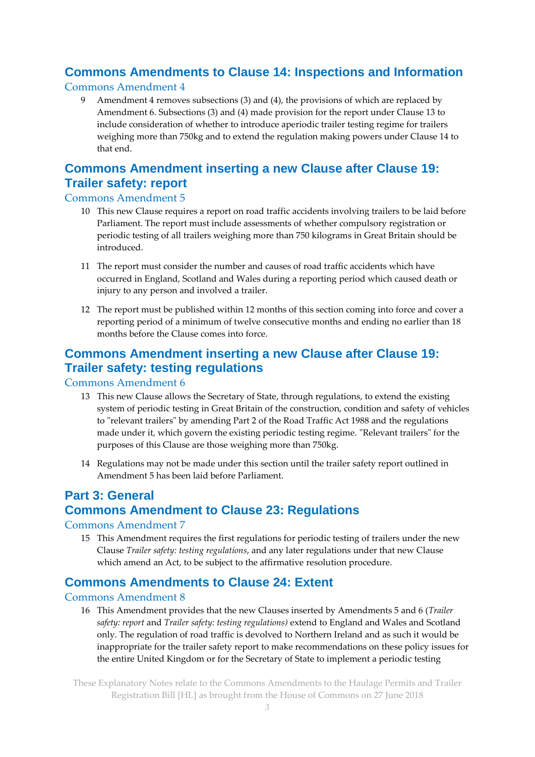## Commons Amendments to Clause 14: Inspections and Information

### Commons Amendment 4

9 Amendment 4 removes subsections (3) and (4), the provisions of which are replaced by Amendment 6. Subsections (3) and (4) made provision for the report under Clause 13 to include consideration of whether to introduce aperiodic trailer testing regime for trailers weighing more than 750kg and to extend the regulation making powers under Clause 14 to that end.

## Commons Amendment inserting a new Clause after Clause 19: Trailer safety: report

### Commons Amendment 5

10 This new Clause requires a report on road traffic accidents involving trailers to be laid before Parliament. The report must include assessments of whether compulsory registration or periodic testing of all trailers weighing more than 750 kilograms in Great Britain should be introduced.

11 The report must consider the number and causes of road traffic accidents which have occurred in England, Scotland and Wales during a reporting period which caused death or injury to any person and involved a trailer.

12 The report must be published within 12 months of this section coming into force and cover a reporting period of a minimum of twelve consecutive months and ending no earlier than 18 months before the Clause comes into force.

## Commons Amendment inserting a new Clause after Clause 19: Trailer safety: testing regulations

### Commons Amendment 6

13 This new Clause allows the Secretary of State, through regulations, to extend the existing system of periodic testing in Great Britain of the construction, condition and safety of vehicles to "relevant trailers" by amending Part 2 of the Road Traffic Act 1988 and the regulations made under it, which govern the existing periodic testing regime. "Relevant trailers" for the purposes of this Clause are those weighing more than 750kg.

14 Regulations may not be made under this section until the trailer safety report outlined in Amendment 5 has been laid before Parliament.

## Part 3: General

## Commons Amendment to Clause 23: Regulations

### Commons Amendment 7

15 This Amendment requires the first regulations for periodic testing of trailers under the new Clause *Trailer safety: testing regulations*, and any later regulations under that new Clause which amend an Act, to be subject to the affirmative resolution procedure.

## Commons Amendments to Clause 24: Extent

### Commons Amendment 8

16 This Amendment provides that the new Clauses inserted by Amendments 5 and 6 (*Trailer safety: report* and *Trailer safety: testing regulations)* extend to England and Wales and Scotland only. The regulation of road traffic is devolved to Northern Ireland and as such it would be inappropriate for the trailer safety report to make recommendations on these policy issues for the entire United Kingdom or for the Secretary of State to implement a periodic testing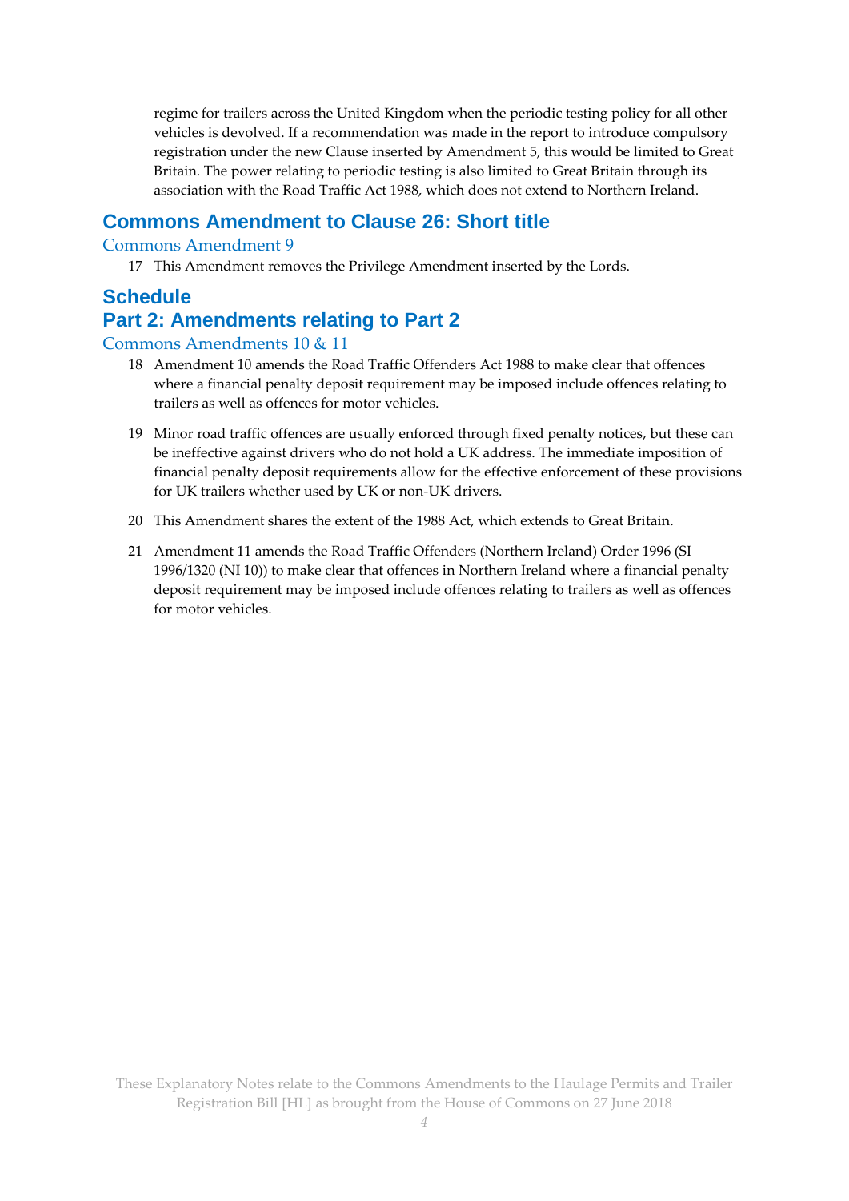regime for trailers across the United Kingdom when the periodic testing policy for all other vehicles is devolved. If a recommendation was made in the report to introduce compulsory registration under the new Clause inserted by Amendment 5, this would be limited to Great Britain. The power relating to periodic testing is also limited to Great Britain through its association with the Road Traffic Act 1988, which does not extend to Northern Ireland.

## Commons Amendment to Clause 26: Short title

### Commons Amendment 9

17 This Amendment removes the Privilege Amendment inserted by the Lords.

## Schedule
## Part 2: Amendments relating to Part 2

### Commons Amendments 10 & 11

18 Amendment 10 amends the Road Traffic Offenders Act 1988 to make clear that offences where a financial penalty deposit requirement may be imposed include offences relating to trailers as well as offences for motor vehicles.

19 Minor road traffic offences are usually enforced through fixed penalty notices, but these can be ineffective against drivers who do not hold a UK address. The immediate imposition of financial penalty deposit requirements allow for the effective enforcement of these provisions for UK trailers whether used by UK or non-UK drivers.

20 This Amendment shares the extent of the 1988 Act, which extends to Great Britain.

21 Amendment 11 amends the Road Traffic Offenders (Northern Ireland) Order 1996 (SI 1996/1320 (NI 10)) to make clear that offences in Northern Ireland where a financial penalty deposit requirement may be imposed include offences relating to trailers as well as offences for motor vehicles.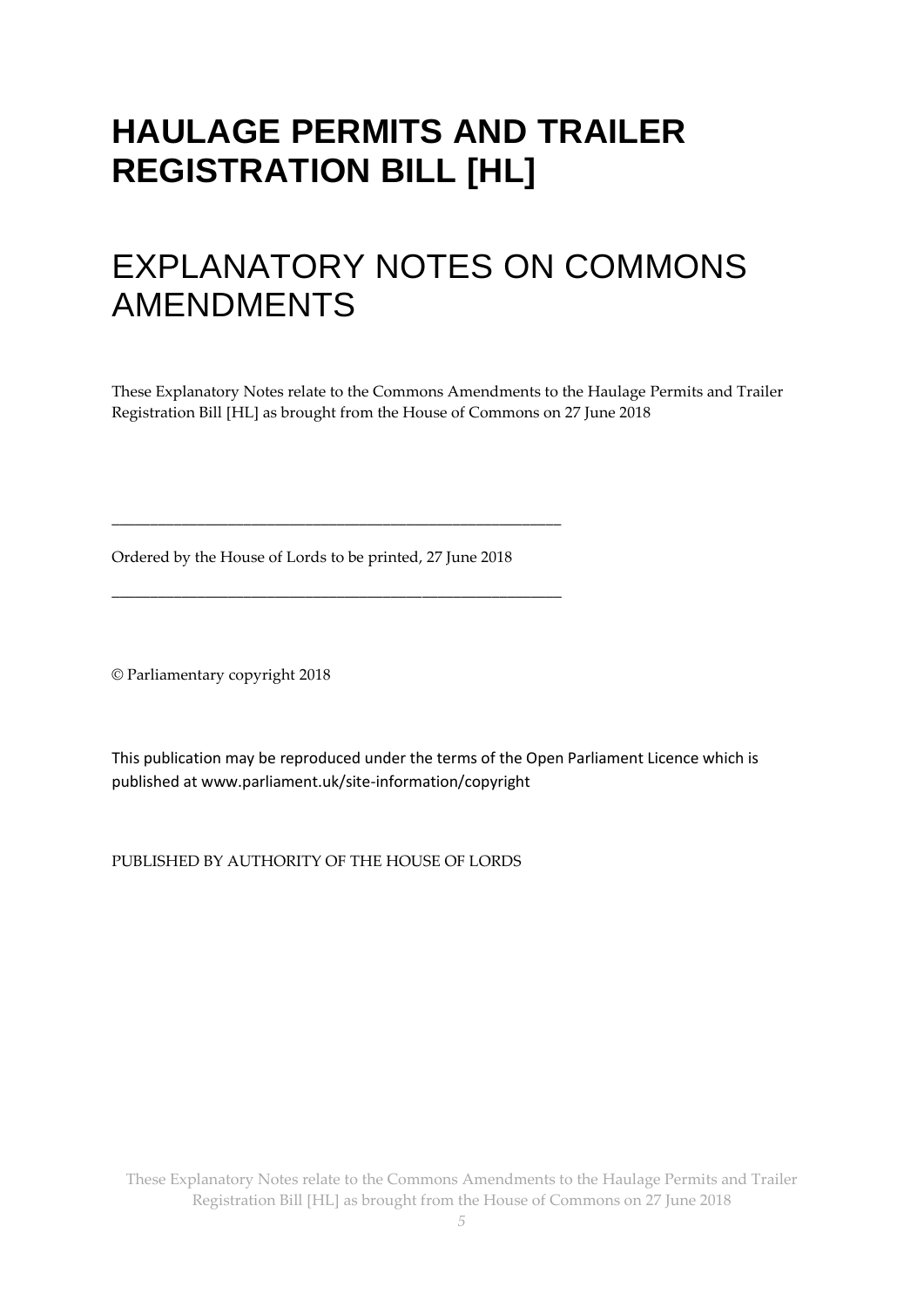# HAULAGE PERMITS AND TRAILER REGISTRATION BILL [HL]

# EXPLANATORY NOTES ON COMMONS AMENDMENTS

These Explanatory Notes relate to the Commons Amendments to the Haulage Permits and Trailer Registration Bill [HL] as brought from the House of Commons on 27 June 2018

---

Ordered by the House of Lords to be printed, 27 June 2018

---

© Parliamentary copyright 2018

This publication may be reproduced under the terms of the Open Parliament Licence which is published at www.parliament.uk/site-information/copyright

PUBLISHED BY AUTHORITY OF THE HOUSE OF LORDS